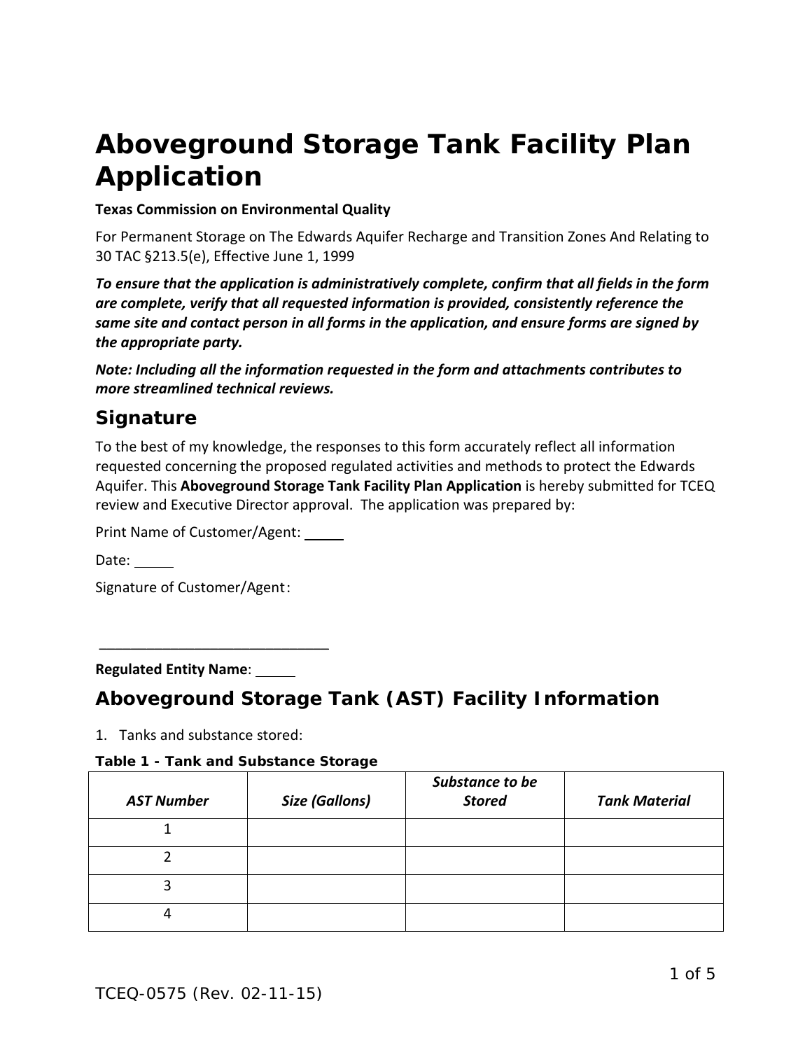# Aboveground Storage Tank Facility Plan Application

**Texas Commission on Environmental Quality**

For Permanent Storage on The Edwards Aquifer Recharge and Transition Zones And Relating to 30 TAC §213.5(e), Effective June 1, 1999

***To ensure that the application is administratively complete, confirm that all fields in the form are complete, verify that all requested information is provided, consistently reference the same site and contact person in all forms in the application, and ensure forms are signed by the appropriate party.***

***Note: Including all the information requested in the form and attachments contributes to more streamlined technical reviews.***

## Signature

To the best of my knowledge, the responses to this form accurately reflect all information requested concerning the proposed regulated activities and methods to protect the Edwards Aquifer. This **Aboveground Storage Tank Facility Plan Application** is hereby submitted for TCEQ review and Executive Director approval. The application was prepared by:

Print Name of Customer/Agent: ______

Date: ______

Signature of Customer/Agent:

______________________________

**Regulated Entity Name**: ______

## Aboveground Storage Tank (AST) Facility Information

1. Tanks and substance stored:

**Table 1 - Tank and Substance Storage**

| *AST Number* | *Size (Gallons)* | *Substance to be Stored* | *Tank Material* |
|---|---|---|---|
| 1 | | | |
| 2 | | | |
| 3 | | | |
| 4 | | | |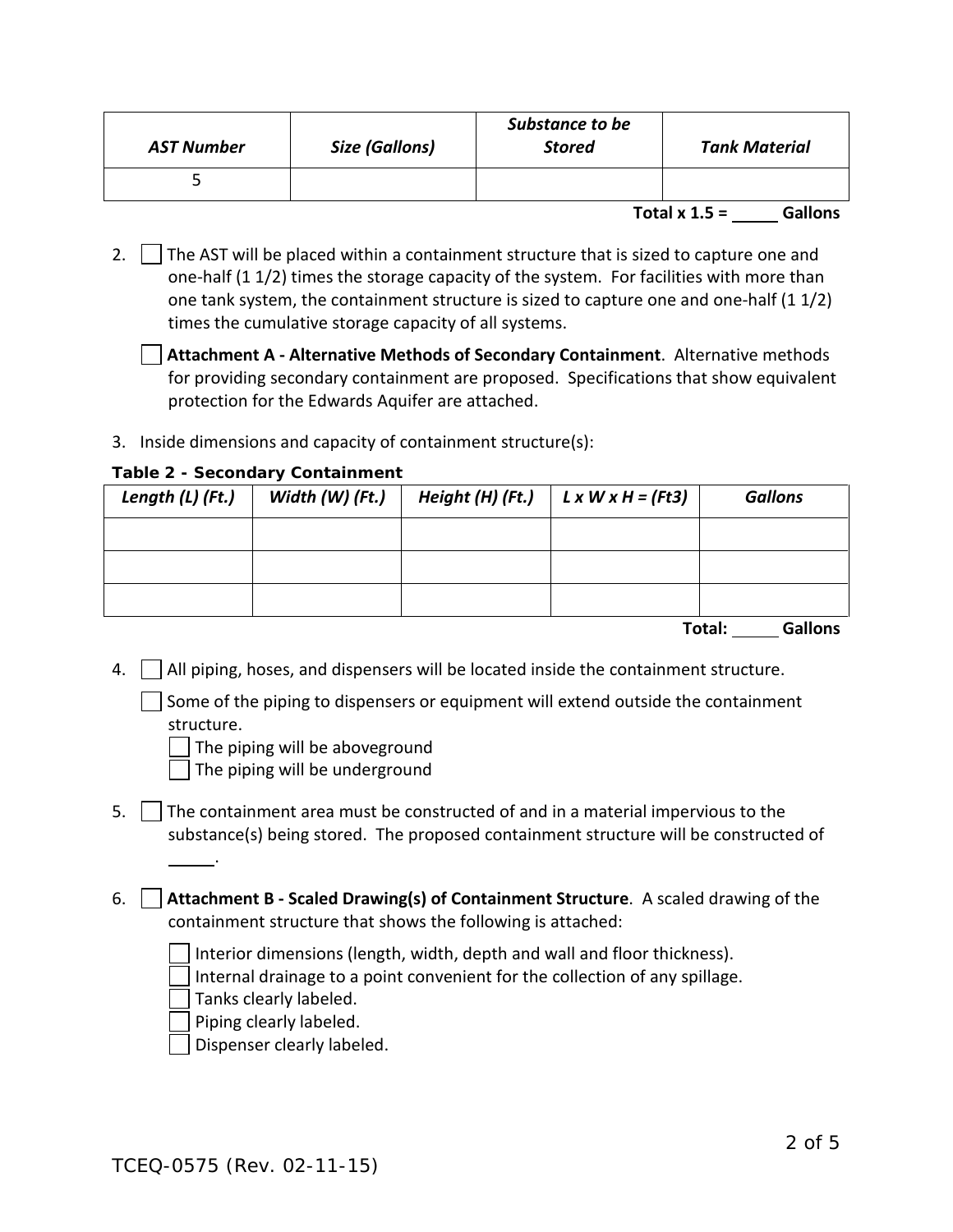| AST Number | Size (Gallons) | Substance to be Stored | Tank Material |
|---|---|---|---|
| 5 | | | |

**Total x 1.5 =** _____ **Gallons**

2. ☐ The AST will be placed within a containment structure that is sized to capture one and one-half (1 1/2) times the storage capacity of the system. For facilities with more than one tank system, the containment structure is sized to capture one and one-half (1 1/2) times the cumulative storage capacity of all systems.

   ☐ **Attachment A - Alternative Methods of Secondary Containment**. Alternative methods for providing secondary containment are proposed. Specifications that show equivalent protection for the Edwards Aquifer are attached.

3. Inside dimensions and capacity of containment structure(s):

**Table 2 - Secondary Containment**

| Length (L) (Ft.) | Width (W) (Ft.) | Height (H) (Ft.) | L x W x H = (Ft3) | Gallons |
|---|---|---|---|---|
| | | | | |
| | | | | |
| | | | | |

**Total:** _____ **Gallons**

4. ☐ All piping, hoses, and dispensers will be located inside the containment structure.

   ☐ Some of the piping to dispensers or equipment will extend outside the containment structure.
   - ☐ The piping will be aboveground
   - ☐ The piping will be underground

5. ☐ The containment area must be constructed of and in a material impervious to the substance(s) being stored. The proposed containment structure will be constructed of _____.

6. ☐ **Attachment B - Scaled Drawing(s) of Containment Structure**. A scaled drawing of the containment structure that shows the following is attached:
   - ☐ Interior dimensions (length, width, depth and wall and floor thickness).
   - ☐ Internal drainage to a point convenient for the collection of any spillage.
   - ☐ Tanks clearly labeled.
   - ☐ Piping clearly labeled.
   - ☐ Dispenser clearly labeled.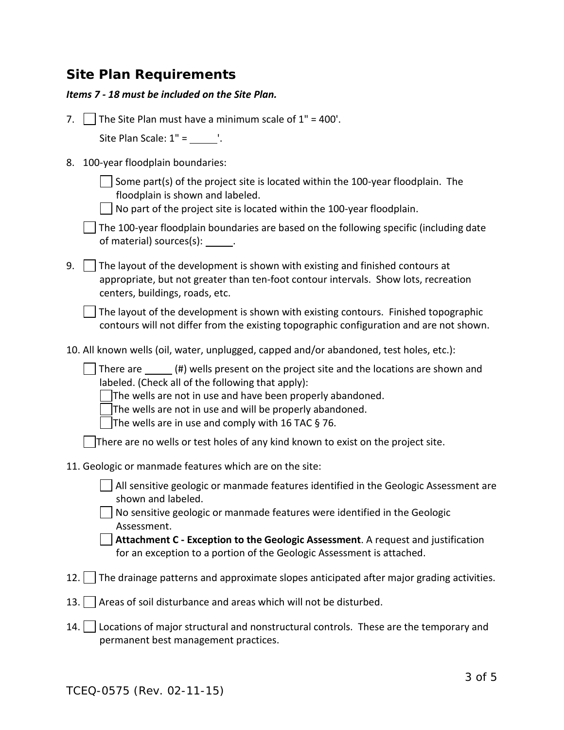## Site Plan Requirements

***Items 7 - 18 must be included on the Site Plan.***

7. ☐ The Site Plan must have a minimum scale of 1" = 400'.

   Site Plan Scale: 1" = \_\_\_\_\_'.

8. 100-year floodplain boundaries:

   ☐ Some part(s) of the project site is located within the 100-year floodplain. The floodplain is shown and labeled.

   ☐ No part of the project site is located within the 100-year floodplain.

   ☐ The 100-year floodplain boundaries are based on the following specific (including date of material) sources(s): \_\_\_\_\_.

9. ☐ The layout of the development is shown with existing and finished contours at appropriate, but not greater than ten-foot contour intervals. Show lots, recreation centers, buildings, roads, etc.

   ☐ The layout of the development is shown with existing contours. Finished topographic contours will not differ from the existing topographic configuration and are not shown.

10. All known wells (oil, water, unplugged, capped and/or abandoned, test holes, etc.):

    ☐ There are \_\_\_\_\_ (#) wells present on the project site and the locations are shown and labeled. (Check all of the following that apply):

    ☐ The wells are not in use and have been properly abandoned.

    ☐ The wells are not in use and will be properly abandoned.

    ☐ The wells are in use and comply with 16 TAC § 76.

    ☐ There are no wells or test holes of any kind known to exist on the project site.

11. Geologic or manmade features which are on the site:

    ☐ All sensitive geologic or manmade features identified in the Geologic Assessment are shown and labeled.

    ☐ No sensitive geologic or manmade features were identified in the Geologic Assessment.

    ☐ **Attachment C - Exception to the Geologic Assessment**. A request and justification for an exception to a portion of the Geologic Assessment is attached.

12. ☐ The drainage patterns and approximate slopes anticipated after major grading activities.

13. ☐ Areas of soil disturbance and areas which will not be disturbed.

14. ☐ Locations of major structural and nonstructural controls. These are the temporary and permanent best management practices.

TCEQ-0575 (Rev. 02-11-15)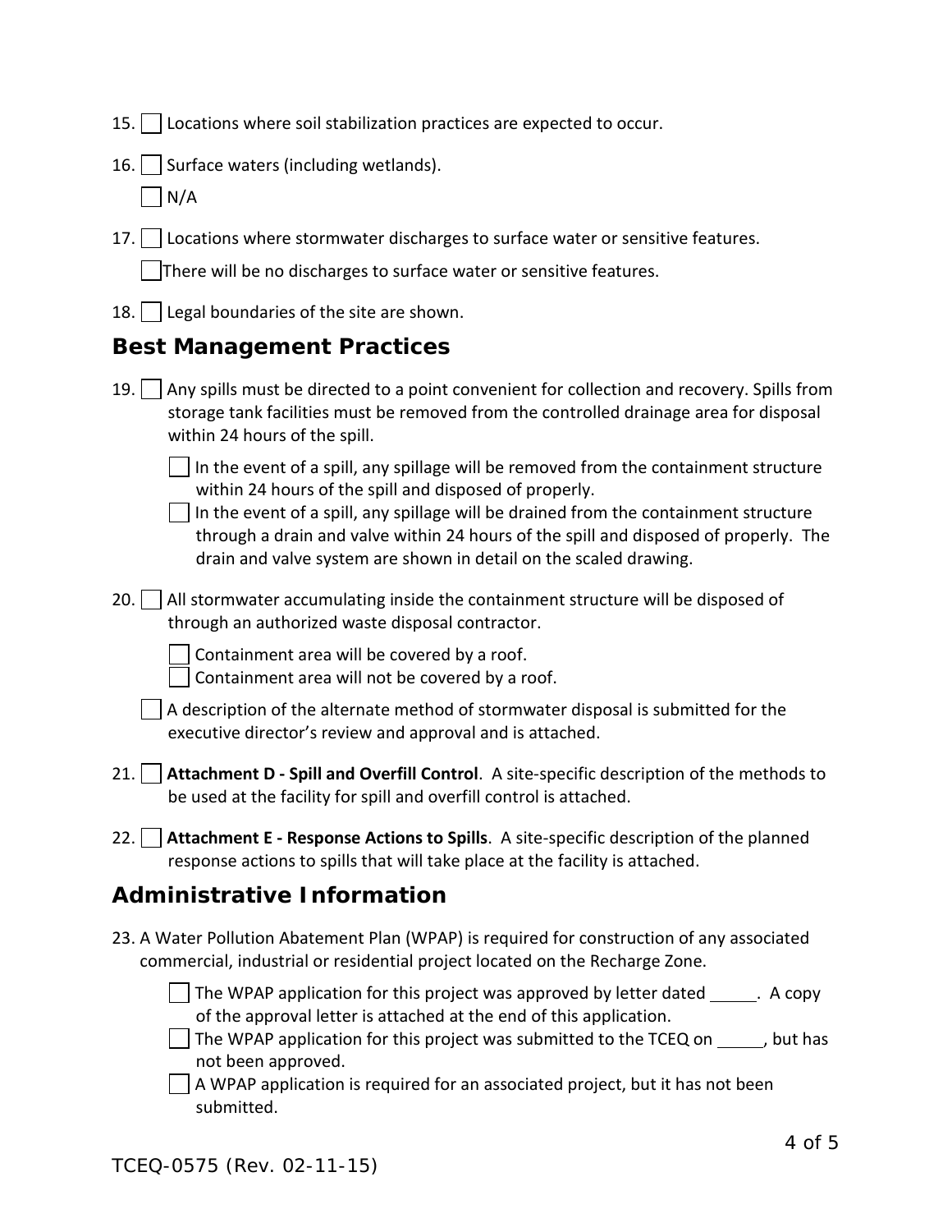15. ☐ Locations where soil stabilization practices are expected to occur.

16. ☐ Surface waters (including wetlands).

    ☐ N/A

17. ☐ Locations where stormwater discharges to surface water or sensitive features.

    ☐ There will be no discharges to surface water or sensitive features.

18. ☐ Legal boundaries of the site are shown.

## Best Management Practices

19. ☐ Any spills must be directed to a point convenient for collection and recovery. Spills from storage tank facilities must be removed from the controlled drainage area for disposal within 24 hours of the spill.

    ☐ In the event of a spill, any spillage will be removed from the containment structure within 24 hours of the spill and disposed of properly.
    ☐ In the event of a spill, any spillage will be drained from the containment structure through a drain and valve within 24 hours of the spill and disposed of properly. The drain and valve system are shown in detail on the scaled drawing.

20. ☐ All stormwater accumulating inside the containment structure will be disposed of through an authorized waste disposal contractor.

    ☐ Containment area will be covered by a roof.
    ☐ Containment area will not be covered by a roof.

    ☐ A description of the alternate method of stormwater disposal is submitted for the executive director's review and approval and is attached.

21. ☐ **Attachment D - Spill and Overfill Control**. A site-specific description of the methods to be used at the facility for spill and overfill control is attached.

22. ☐ **Attachment E - Response Actions to Spills**. A site-specific description of the planned response actions to spills that will take place at the facility is attached.

## Administrative Information

23. A Water Pollution Abatement Plan (WPAP) is required for construction of any associated commercial, industrial or residential project located on the Recharge Zone.

    ☐ The WPAP application for this project was approved by letter dated _____. A copy of the approval letter is attached at the end of this application.
    ☐ The WPAP application for this project was submitted to the TCEQ on _____, but has not been approved.
    ☐ A WPAP application is required for an associated project, but it has not been submitted.

TCEQ-0575 (Rev. 02-11-15)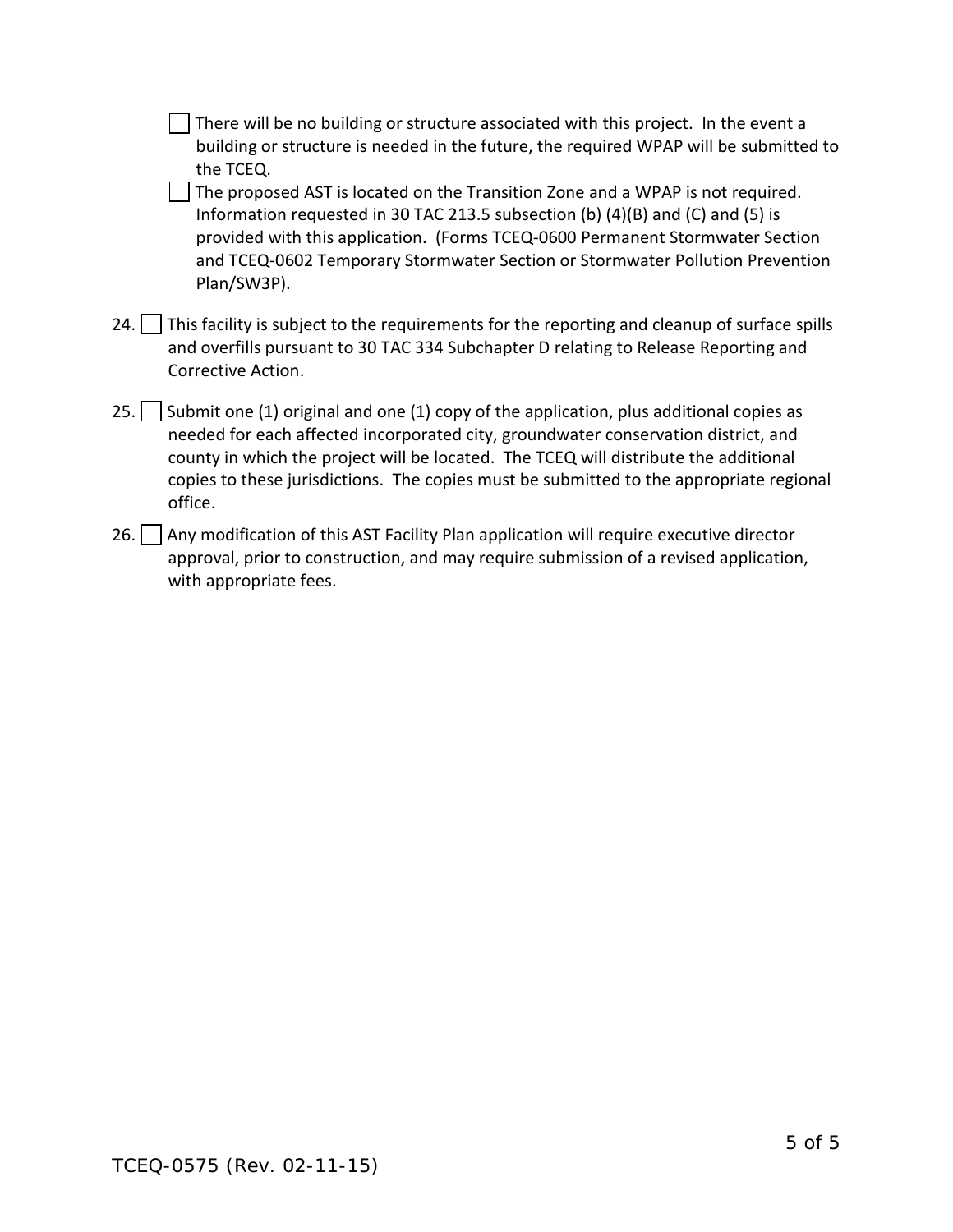- [ ] There will be no building or structure associated with this project. In the event a building or structure is needed in the future, the required WPAP will be submitted to the TCEQ.
- [ ] The proposed AST is located on the Transition Zone and a WPAP is not required. Information requested in 30 TAC 213.5 subsection (b) (4)(B) and (C) and (5) is provided with this application. (Forms TCEQ-0600 Permanent Stormwater Section and TCEQ-0602 Temporary Stormwater Section or Stormwater Pollution Prevention Plan/SW3P).

24. [ ] This facility is subject to the requirements for the reporting and cleanup of surface spills and overfills pursuant to 30 TAC 334 Subchapter D relating to Release Reporting and Corrective Action.

25. [ ] Submit one (1) original and one (1) copy of the application, plus additional copies as needed for each affected incorporated city, groundwater conservation district, and county in which the project will be located. The TCEQ will distribute the additional copies to these jurisdictions. The copies must be submitted to the appropriate regional office.

26. [ ] Any modification of this AST Facility Plan application will require executive director approval, prior to construction, and may require submission of a revised application, with appropriate fees.

TCEQ-0575 (Rev. 02-11-15)